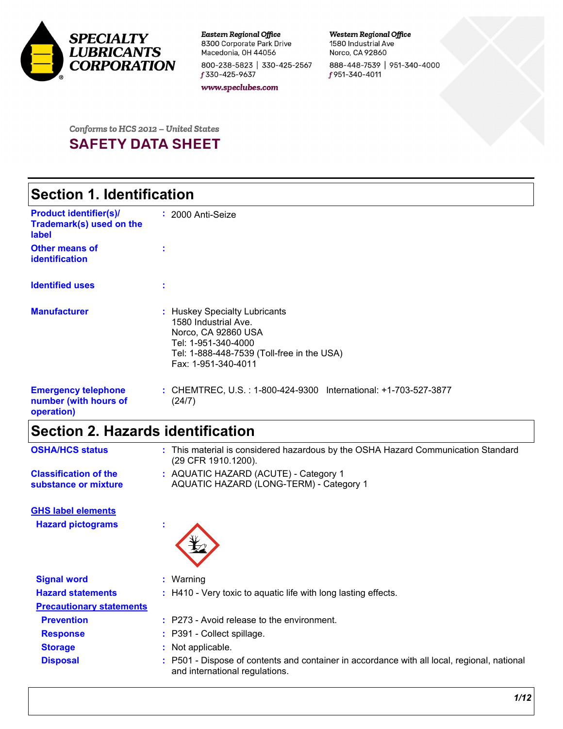**SPECIALTY LUBRICANTS CORPORATION**

*Eastern Regional Office*
8300 Corporate Park Drive
Macedonia, OH 44056
800-238-5823 | 330-425-2567
f 330-425-9637
www.speclubes.com

*Western Regional Office*
1580 Industrial Ave
Norco, CA 92860
888-448-7539 | 951-340-4000
f 951-340-4011

*Conforms to HCS 2012 – United States*

# SAFETY DATA SHEET

## Section 1. Identification

**Product identifier(s)/ Trademark(s) used on the label** : 2000 Anti-Seize

**Other means of identification** :

**Identified uses** :

**Manufacturer** : Huskey Specialty Lubricants
1580 Industrial Ave.
Norco, CA 92860 USA
Tel: 1-951-340-4000
Tel: 1-888-448-7539 (Toll-free in the USA)
Fax: 1-951-340-4011

**Emergency telephone number (with hours of operation)** : CHEMTREC, U.S. : 1-800-424-9300 International: +1-703-527-3877 (24/7)

## Section 2. Hazards identification

**OSHA/HCS status** : This material is considered hazardous by the OSHA Hazard Communication Standard (29 CFR 1910.1200).

**Classification of the substance or mixture** : AQUATIC HAZARD (ACUTE) - Category 1
AQUATIC HAZARD (LONG-TERM) - Category 1

**GHS label elements**

**Hazard pictograms** :

**Signal word** : Warning

**Hazard statements** : H410 - Very toxic to aquatic life with long lasting effects.

**Precautionary statements**

**Prevention** : P273 - Avoid release to the environment.

**Response** : P391 - Collect spillage.

**Storage** : Not applicable.

**Disposal** : P501 - Dispose of contents and container in accordance with all local, regional, national and international regulations.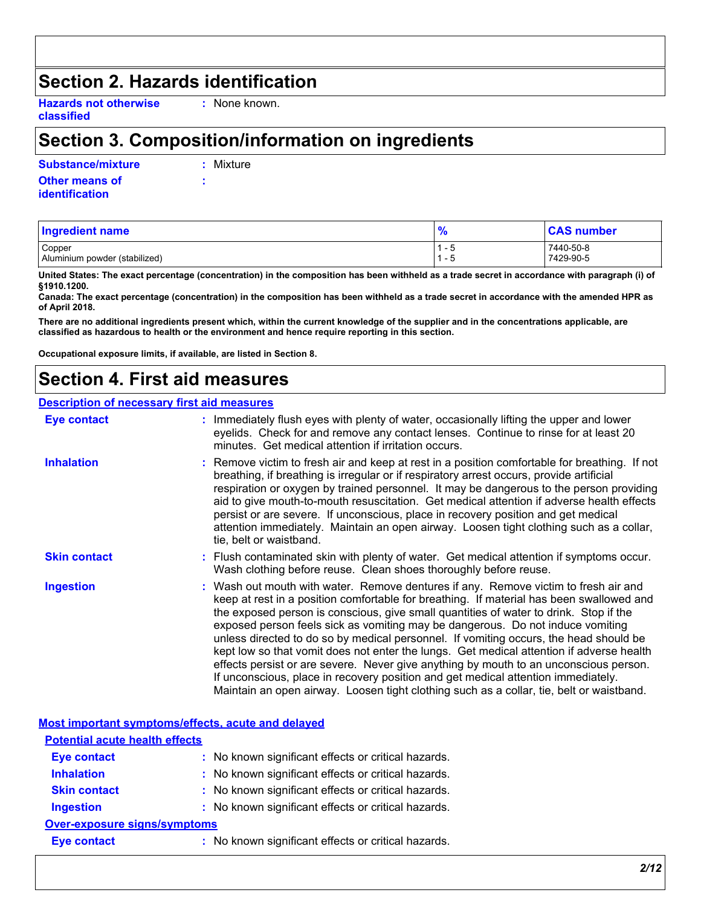## Section 2. Hazards identification

**Hazards not otherwise classified** : None known.

## Section 3. Composition/information on ingredients

**Substance/mixture** : Mixture

**Other means of identification** :

| Ingredient name | % | CAS number |
|---|---|---|
| Copper | 1 - 5 | 7440-50-8 |
| Aluminium powder (stabilized) | 1 - 5 | 7429-90-5 |

**United States: The exact percentage (concentration) in the composition has been withheld as a trade secret in accordance with paragraph (i) of §1910.1200.**

**Canada: The exact percentage (concentration) in the composition has been withheld as a trade secret in accordance with the amended HPR as of April 2018.**

**There are no additional ingredients present which, within the current knowledge of the supplier and in the concentrations applicable, are classified as hazardous to health or the environment and hence require reporting in this section.**

**Occupational exposure limits, if available, are listed in Section 8.**

## Section 4. First aid measures

### Description of necessary first aid measures

**Eye contact** : Immediately flush eyes with plenty of water, occasionally lifting the upper and lower eyelids. Check for and remove any contact lenses. Continue to rinse for at least 20 minutes. Get medical attention if irritation occurs.

**Inhalation** : Remove victim to fresh air and keep at rest in a position comfortable for breathing. If not breathing, if breathing is irregular or if respiratory arrest occurs, provide artificial respiration or oxygen by trained personnel. It may be dangerous to the person providing aid to give mouth-to-mouth resuscitation. Get medical attention if adverse health effects persist or are severe. If unconscious, place in recovery position and get medical attention immediately. Maintain an open airway. Loosen tight clothing such as a collar, tie, belt or waistband.

**Skin contact** : Flush contaminated skin with plenty of water. Get medical attention if symptoms occur. Wash clothing before reuse. Clean shoes thoroughly before reuse.

**Ingestion** : Wash out mouth with water. Remove dentures if any. Remove victim to fresh air and keep at rest in a position comfortable for breathing. If material has been swallowed and the exposed person is conscious, give small quantities of water to drink. Stop if the exposed person feels sick as vomiting may be dangerous. Do not induce vomiting unless directed to do so by medical personnel. If vomiting occurs, the head should be kept low so that vomit does not enter the lungs. Get medical attention if adverse health effects persist or are severe. Never give anything by mouth to an unconscious person. If unconscious, place in recovery position and get medical attention immediately. Maintain an open airway. Loosen tight clothing such as a collar, tie, belt or waistband.

### Most important symptoms/effects, acute and delayed

**Potential acute health effects**

**Eye contact** : No known significant effects or critical hazards.

**Inhalation** : No known significant effects or critical hazards.

**Skin contact** : No known significant effects or critical hazards.

**Ingestion** : No known significant effects or critical hazards.

**Over-exposure signs/symptoms**

**Eye contact** : No known significant effects or critical hazards.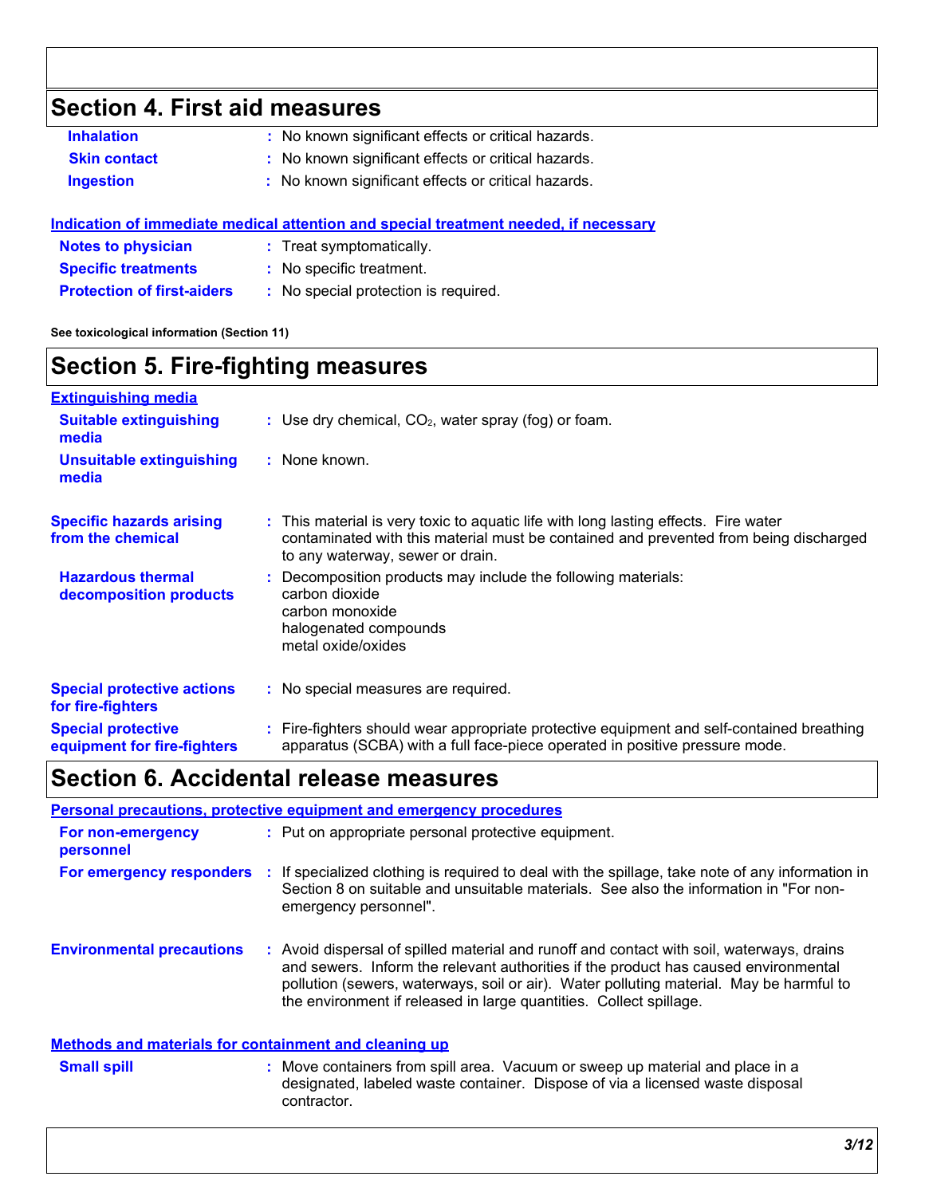## Section 4. First aid measures

**Inhalation** : No known significant effects or critical hazards.

**Skin contact** : No known significant effects or critical hazards.

**Ingestion** : No known significant effects or critical hazards.

### Indication of immediate medical attention and special treatment needed, if necessary

**Notes to physician** : Treat symptomatically.

**Specific treatments** : No specific treatment.

**Protection of first-aiders** : No special protection is required.

**See toxicological information (Section 11)**

## Section 5. Fire-fighting measures

### Extinguishing media

**Suitable extinguishing media** : Use dry chemical, $CO_2$, water spray (fog) or foam.

**Unsuitable extinguishing media** : None known.

**Specific hazards arising from the chemical** : This material is very toxic to aquatic life with long lasting effects. Fire water contaminated with this material must be contained and prevented from being discharged to any waterway, sewer or drain.

**Hazardous thermal decomposition products** : Decomposition products may include the following materials:
carbon dioxide
carbon monoxide
halogenated compounds
metal oxide/oxides

**Special protective actions for fire-fighters** : No special measures are required.

**Special protective equipment for fire-fighters** : Fire-fighters should wear appropriate protective equipment and self-contained breathing apparatus (SCBA) with a full face-piece operated in positive pressure mode.

## Section 6. Accidental release measures

### Personal precautions, protective equipment and emergency procedures

**For non-emergency personnel** : Put on appropriate personal protective equipment.

**For emergency responders** : If specialized clothing is required to deal with the spillage, take note of any information in Section 8 on suitable and unsuitable materials. See also the information in "For non-emergency personnel".

**Environmental precautions** : Avoid dispersal of spilled material and runoff and contact with soil, waterways, drains and sewers. Inform the relevant authorities if the product has caused environmental pollution (sewers, waterways, soil or air). Water polluting material. May be harmful to the environment if released in large quantities. Collect spillage.

### Methods and materials for containment and cleaning up

**Small spill** : Move containers from spill area. Vacuum or sweep up material and place in a designated, labeled waste container. Dispose of via a licensed waste disposal contractor.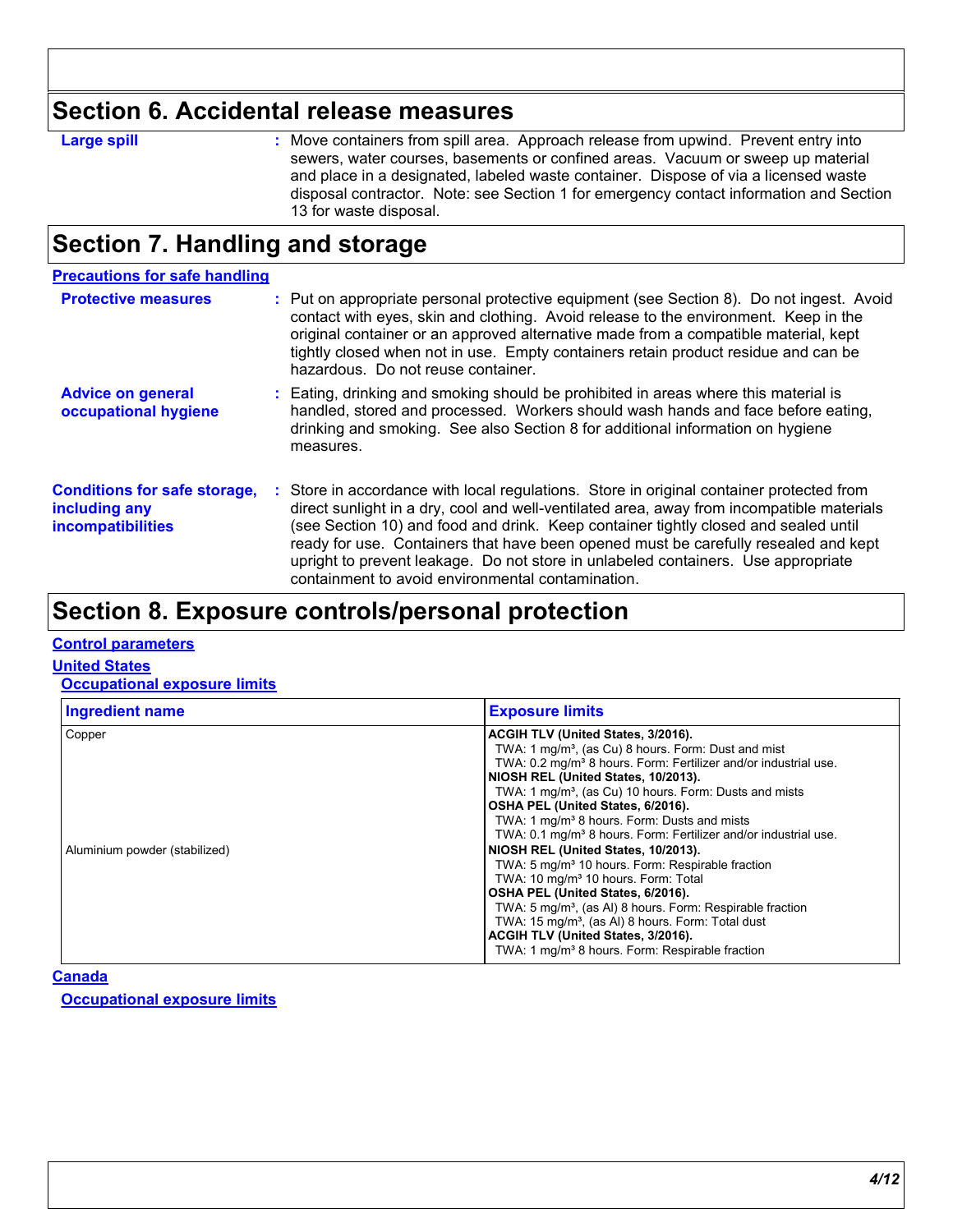## Section 6. Accidental release measures

**Large spill** : Move containers from spill area. Approach release from upwind. Prevent entry into sewers, water courses, basements or confined areas. Vacuum or sweep up material and place in a designated, labeled waste container. Dispose of via a licensed waste disposal contractor. Note: see Section 1 for emergency contact information and Section 13 for waste disposal.

## Section 7. Handling and storage

**Precautions for safe handling**

**Protective measures** : Put on appropriate personal protective equipment (see Section 8). Do not ingest. Avoid contact with eyes, skin and clothing. Avoid release to the environment. Keep in the original container or an approved alternative made from a compatible material, kept tightly closed when not in use. Empty containers retain product residue and can be hazardous. Do not reuse container.

**Advice on general occupational hygiene** : Eating, drinking and smoking should be prohibited in areas where this material is handled, stored and processed. Workers should wash hands and face before eating, drinking and smoking. See also Section 8 for additional information on hygiene measures.

**Conditions for safe storage, including any incompatibilities** : Store in accordance with local regulations. Store in original container protected from direct sunlight in a dry, cool and well-ventilated area, away from incompatible materials (see Section 10) and food and drink. Keep container tightly closed and sealed until ready for use. Containers that have been opened must be carefully resealed and kept upright to prevent leakage. Do not store in unlabeled containers. Use appropriate containment to avoid environmental contamination.

## Section 8. Exposure controls/personal protection

**Control parameters**

**United States**

**Occupational exposure limits**

| Ingredient name | Exposure limits |
|---|---|
| Copper | **ACGIH TLV (United States, 3/2016).**<br>TWA: 1 mg/m³, (as Cu) 8 hours. Form: Dust and mist<br>TWA: 0.2 mg/m³ 8 hours. Form: Fertilizer and/or industrial use.<br>**NIOSH REL (United States, 10/2013).**<br>TWA: 1 mg/m³, (as Cu) 10 hours. Form: Dusts and mists<br>**OSHA PEL (United States, 6/2016).**<br>TWA: 1 mg/m³ 8 hours. Form: Dusts and mists<br>TWA: 0.1 mg/m³ 8 hours. Form: Fertilizer and/or industrial use. |
| Aluminium powder (stabilized) | **NIOSH REL (United States, 10/2013).**<br>TWA: 5 mg/m³ 10 hours. Form: Respirable fraction<br>TWA: 10 mg/m³ 10 hours. Form: Total<br>**OSHA PEL (United States, 6/2016).**<br>TWA: 5 mg/m³, (as Al) 8 hours. Form: Respirable fraction<br>TWA: 15 mg/m³, (as Al) 8 hours. Form: Total dust<br>**ACGIH TLV (United States, 3/2016).**<br>TWA: 1 mg/m³ 8 hours. Form: Respirable fraction |

**Canada**

**Occupational exposure limits**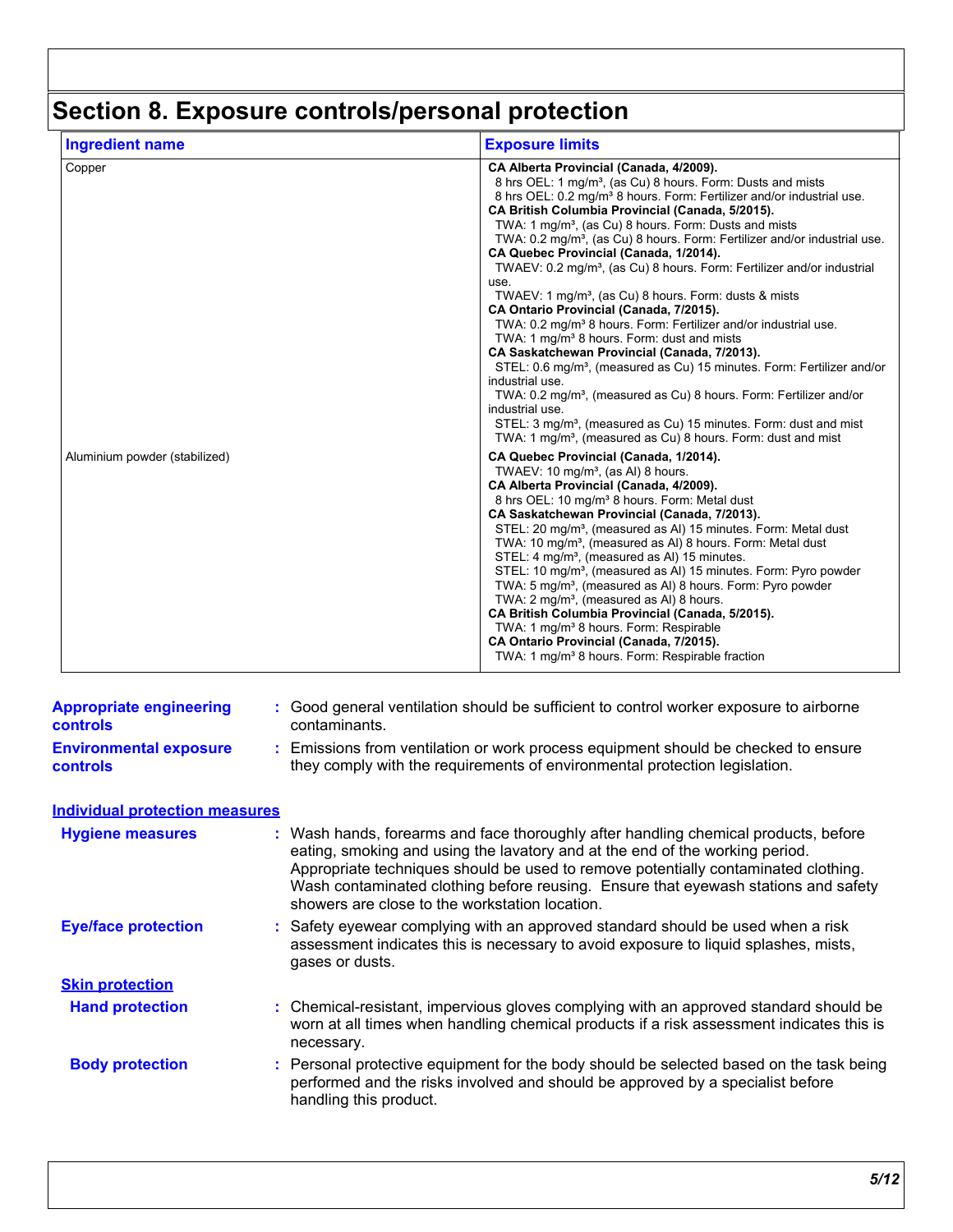# Section 8. Exposure controls/personal protection

| Ingredient name | Exposure limits |
|---|---|
| Copper | **CA Alberta Provincial (Canada, 4/2009).**<br>8 hrs OEL: 1 mg/m³, (as Cu) 8 hours. Form: Dusts and mists<br>8 hrs OEL: 0.2 mg/m³ 8 hours. Form: Fertilizer and/or industrial use.<br>**CA British Columbia Provincial (Canada, 5/2015).**<br>TWA: 1 mg/m³, (as Cu) 8 hours. Form: Dusts and mists<br>TWA: 0.2 mg/m³, (as Cu) 8 hours. Form: Fertilizer and/or industrial use.<br>**CA Quebec Provincial (Canada, 1/2014).**<br>TWAEV: 0.2 mg/m³, (as Cu) 8 hours. Form: Fertilizer and/or industrial use.<br>TWAEV: 1 mg/m³, (as Cu) 8 hours. Form: dusts & mists<br>**CA Ontario Provincial (Canada, 7/2015).**<br>TWA: 0.2 mg/m³ 8 hours. Form: Fertilizer and/or industrial use.<br>TWA: 1 mg/m³ 8 hours. Form: dust and mists<br>**CA Saskatchewan Provincial (Canada, 7/2013).**<br>STEL: 0.6 mg/m³, (measured as Cu) 15 minutes. Form: Fertilizer and/or industrial use.<br>TWA: 0.2 mg/m³, (measured as Cu) 8 hours. Form: Fertilizer and/or industrial use.<br>STEL: 3 mg/m³, (measured as Cu) 15 minutes. Form: dust and mist<br>TWA: 1 mg/m³, (measured as Cu) 8 hours. Form: dust and mist |
| Aluminium powder (stabilized) | **CA Quebec Provincial (Canada, 1/2014).**<br>TWAEV: 10 mg/m³, (as Al) 8 hours.<br>**CA Alberta Provincial (Canada, 4/2009).**<br>8 hrs OEL: 10 mg/m³ 8 hours. Form: Metal dust<br>**CA Saskatchewan Provincial (Canada, 7/2013).**<br>STEL: 20 mg/m³, (measured as Al) 15 minutes. Form: Metal dust<br>TWA: 10 mg/m³, (measured as Al) 8 hours. Form: Metal dust<br>STEL: 4 mg/m³, (measured as Al) 15 minutes.<br>STEL: 10 mg/m³, (measured as Al) 15 minutes. Form: Pyro powder<br>TWA: 5 mg/m³, (measured as Al) 8 hours. Form: Pyro powder<br>TWA: 2 mg/m³, (measured as Al) 8 hours.<br>**CA British Columbia Provincial (Canada, 5/2015).**<br>TWA: 1 mg/m³ 8 hours. Form: Respirable<br>**CA Ontario Provincial (Canada, 7/2015).**<br>TWA: 1 mg/m³ 8 hours. Form: Respirable fraction |

**Appropriate engineering controls** : Good general ventilation should be sufficient to control worker exposure to airborne contaminants.

**Environmental exposure controls** : Emissions from ventilation or work process equipment should be checked to ensure they comply with the requirements of environmental protection legislation.

## Individual protection measures

**Hygiene measures** : Wash hands, forearms and face thoroughly after handling chemical products, before eating, smoking and using the lavatory and at the end of the working period. Appropriate techniques should be used to remove potentially contaminated clothing. Wash contaminated clothing before reusing. Ensure that eyewash stations and safety showers are close to the workstation location.

**Eye/face protection** : Safety eyewear complying with an approved standard should be used when a risk assessment indicates this is necessary to avoid exposure to liquid splashes, mists, gases or dusts.

### Skin protection

**Hand protection** : Chemical-resistant, impervious gloves complying with an approved standard should be worn at all times when handling chemical products if a risk assessment indicates this is necessary.

**Body protection** : Personal protective equipment for the body should be selected based on the task being performed and the risks involved and should be approved by a specialist before handling this product.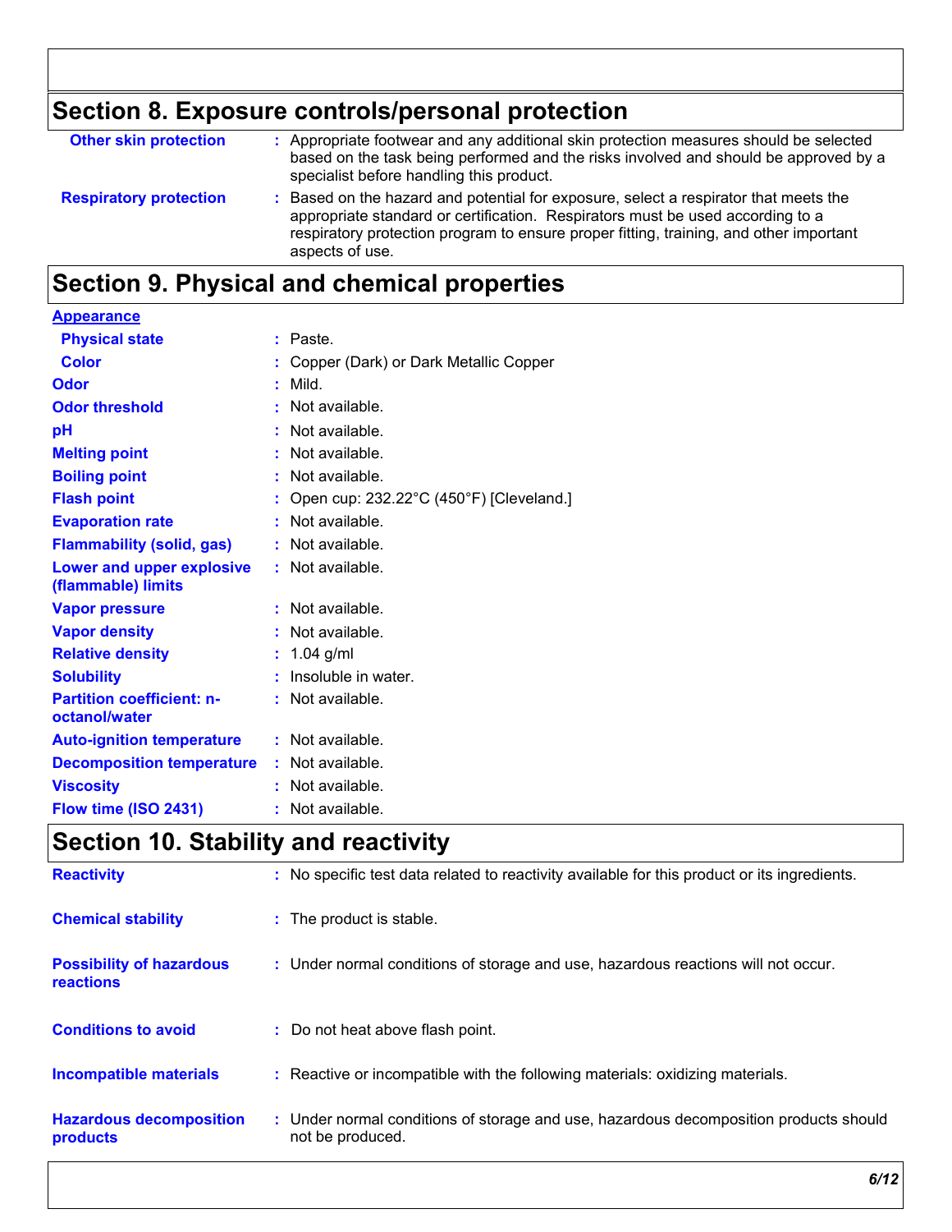## Section 8. Exposure controls/personal protection

| | |
|---|---|
| **Other skin protection** | : Appropriate footwear and any additional skin protection measures should be selected based on the task being performed and the risks involved and should be approved by a specialist before handling this product. |
| **Respiratory protection** | : Based on the hazard and potential for exposure, select a respirator that meets the appropriate standard or certification. Respirators must be used according to a respiratory protection program to ensure proper fitting, training, and other important aspects of use. |

## Section 9. Physical and chemical properties

**Appearance**

| | |
|---|---|
| **Physical state** | : Paste. |
| **Color** | : Copper (Dark) or Dark Metallic Copper |
| **Odor** | : Mild. |
| **Odor threshold** | : Not available. |
| **pH** | : Not available. |
| **Melting point** | : Not available. |
| **Boiling point** | : Not available. |
| **Flash point** | : Open cup: 232.22°C (450°F) [Cleveland.] |
| **Evaporation rate** | : Not available. |
| **Flammability (solid, gas)** | : Not available. |
| **Lower and upper explosive (flammable) limits** | : Not available. |
| **Vapor pressure** | : Not available. |
| **Vapor density** | : Not available. |
| **Relative density** | : 1.04 g/ml |
| **Solubility** | : Insoluble in water. |
| **Partition coefficient: n-octanol/water** | : Not available. |
| **Auto-ignition temperature** | : Not available. |
| **Decomposition temperature** | : Not available. |
| **Viscosity** | : Not available. |
| **Flow time (ISO 2431)** | : Not available. |

## Section 10. Stability and reactivity

| | |
|---|---|
| **Reactivity** | : No specific test data related to reactivity available for this product or its ingredients. |
| **Chemical stability** | : The product is stable. |
| **Possibility of hazardous reactions** | : Under normal conditions of storage and use, hazardous reactions will not occur. |
| **Conditions to avoid** | : Do not heat above flash point. |
| **Incompatible materials** | : Reactive or incompatible with the following materials: oxidizing materials. |
| **Hazardous decomposition products** | : Under normal conditions of storage and use, hazardous decomposition products should not be produced. |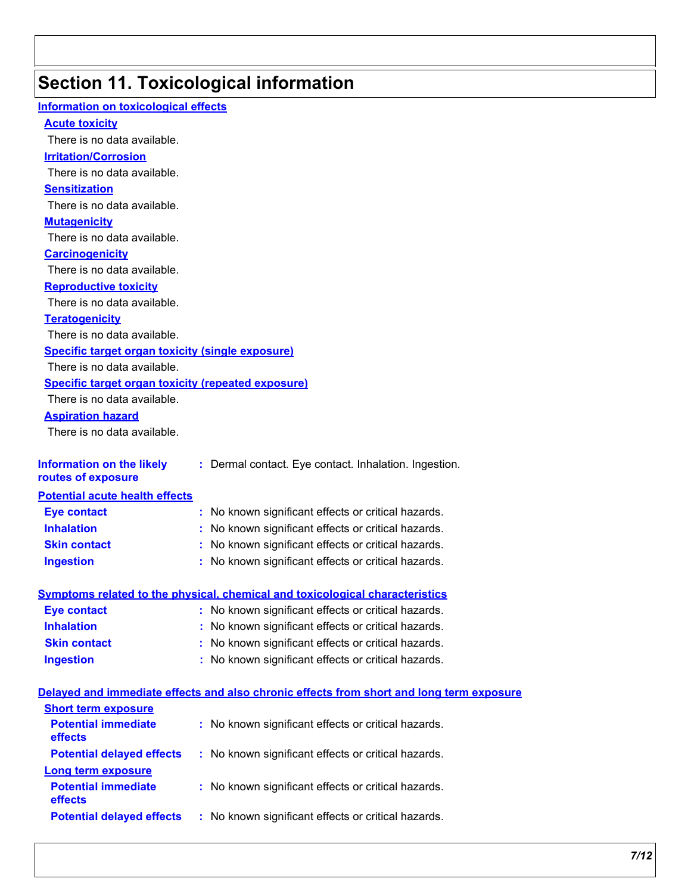# Section 11. Toxicological information

## Information on toxicological effects

### Acute toxicity

There is no data available.

### Irritation/Corrosion

There is no data available.

### Sensitization

There is no data available.

### Mutagenicity

There is no data available.

### Carcinogenicity

There is no data available.

### Reproductive toxicity

There is no data available.

### Teratogenicity

There is no data available.

### Specific target organ toxicity (single exposure)

There is no data available.

### Specific target organ toxicity (repeated exposure)

There is no data available.

### Aspiration hazard

There is no data available.

**Information on the likely routes of exposure** : Dermal contact. Eye contact. Inhalation. Ingestion.

## Potential acute health effects

**Eye contact** : No known significant effects or critical hazards.

**Inhalation** : No known significant effects or critical hazards.

**Skin contact** : No known significant effects or critical hazards.

**Ingestion** : No known significant effects or critical hazards.

## Symptoms related to the physical, chemical and toxicological characteristics

**Eye contact** : No known significant effects or critical hazards.

**Inhalation** : No known significant effects or critical hazards.

**Skin contact** : No known significant effects or critical hazards.

**Ingestion** : No known significant effects or critical hazards.

## Delayed and immediate effects and also chronic effects from short and long term exposure

### Short term exposure

**Potential immediate effects** : No known significant effects or critical hazards.

**Potential delayed effects** : No known significant effects or critical hazards.

### Long term exposure

**Potential immediate effects** : No known significant effects or critical hazards.

**Potential delayed effects** : No known significant effects or critical hazards.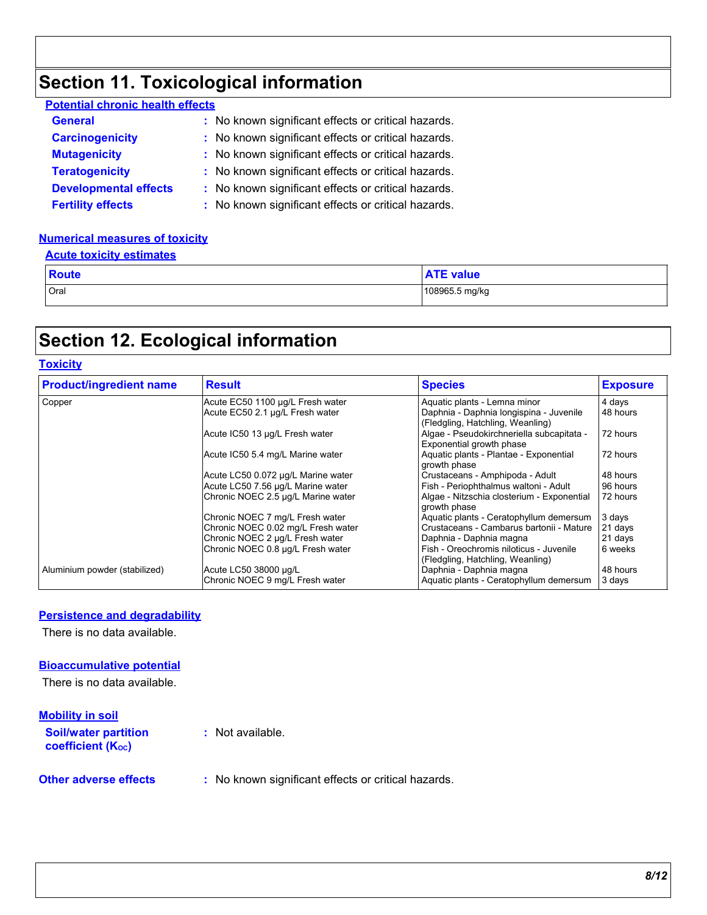# Section 11. Toxicological information

### Potential chronic health effects

**General** : No known significant effects or critical hazards.

**Carcinogenicity** : No known significant effects or critical hazards.

**Mutagenicity** : No known significant effects or critical hazards.

**Teratogenicity** : No known significant effects or critical hazards.

**Developmental effects** : No known significant effects or critical hazards.

**Fertility effects** : No known significant effects or critical hazards.

### Numerical measures of toxicity

#### Acute toxicity estimates

| Route | ATE value |
|---|---|
| Oral | 108965.5 mg/kg |

# Section 12. Ecological information

### Toxicity

| Product/ingredient name | Result | Species | Exposure |
|---|---|---|---|
| Copper | Acute EC50 1100 µg/L Fresh water | Aquatic plants - Lemna minor | 4 days |
| | Acute EC50 2.1 µg/L Fresh water | Daphnia - Daphnia longispina - Juvenile (Fledgling, Hatchling, Weanling) | 48 hours |
| | Acute IC50 13 µg/L Fresh water | Algae - Pseudokirchneriella subcapitata - Exponential growth phase | 72 hours |
| | Acute IC50 5.4 mg/L Marine water | Aquatic plants - Plantae - Exponential growth phase | 72 hours |
| | Acute LC50 0.072 µg/L Marine water | Crustaceans - Amphipoda - Adult | 48 hours |
| | Acute LC50 7.56 µg/L Marine water | Fish - Periophthalmus waltoni - Adult | 96 hours |
| | Chronic NOEC 2.5 µg/L Marine water | Algae - Nitzschia closterium - Exponential growth phase | 72 hours |
| | Chronic NOEC 7 mg/L Fresh water | Aquatic plants - Ceratophyllum demersum | 3 days |
| | Chronic NOEC 0.02 mg/L Fresh water | Crustaceans - Cambarus bartonii - Mature | 21 days |
| | Chronic NOEC 2 µg/L Fresh water | Daphnia - Daphnia magna | 21 days |
| | Chronic NOEC 0.8 µg/L Fresh water | Fish - Oreochromis niloticus - Juvenile (Fledgling, Hatchling, Weanling) | 6 weeks |
| Aluminium powder (stabilized) | Acute LC50 38000 µg/L | Daphnia - Daphnia magna | 48 hours |
| | Chronic NOEC 9 mg/L Fresh water | Aquatic plants - Ceratophyllum demersum | 3 days |

### Persistence and degradability

There is no data available.

### Bioaccumulative potential

There is no data available.

### Mobility in soil

**Soil/water partition coefficient ($K_{OC}$)** : Not available.

**Other adverse effects** : No known significant effects or critical hazards.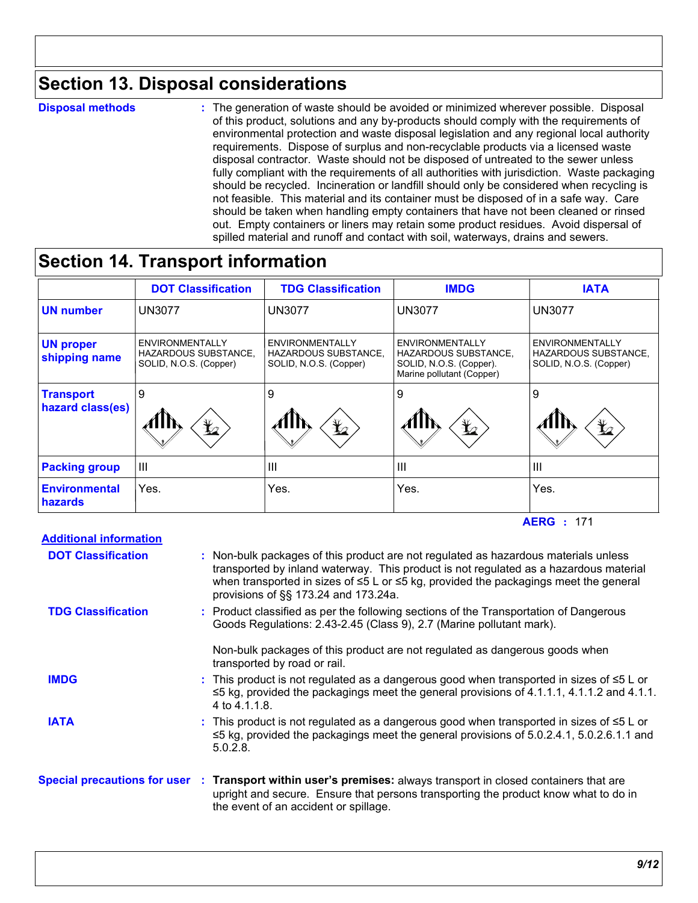## Section 13. Disposal considerations

**Disposal methods** : The generation of waste should be avoided or minimized wherever possible. Disposal of this product, solutions and any by-products should comply with the requirements of environmental protection and waste disposal legislation and any regional local authority requirements. Dispose of surplus and non-recyclable products via a licensed waste disposal contractor. Waste should not be disposed of untreated to the sewer unless fully compliant with the requirements of all authorities with jurisdiction. Waste packaging should be recycled. Incineration or landfill should only be considered when recycling is not feasible. This material and its container must be disposed of in a safe way. Care should be taken when handling empty containers that have not been cleaned or rinsed out. Empty containers or liners may retain some product residues. Avoid dispersal of spilled material and runoff and contact with soil, waterways, drains and sewers.

## Section 14. Transport information

| | DOT Classification | TDG Classification | IMDG | IATA |
|---|---|---|---|---|
| **UN number** | UN3077 | UN3077 | UN3077 | UN3077 |
| **UN proper shipping name** | ENVIRONMENTALLY HAZARDOUS SUBSTANCE, SOLID, N.O.S. (Copper) | ENVIRONMENTALLY HAZARDOUS SUBSTANCE, SOLID, N.O.S. (Copper) | ENVIRONMENTALLY HAZARDOUS SUBSTANCE, SOLID, N.O.S. (Copper). Marine pollutant (Copper) | ENVIRONMENTALLY HAZARDOUS SUBSTANCE, SOLID, N.O.S. (Copper) |
| **Transport hazard class(es)** | 9 | 9 | 9 | 9 |
| **Packing group** | III | III | III | III |
| **Environmental hazards** | Yes. | Yes. | Yes. | Yes. |

**AERG** : 171

**Additional information**

**DOT Classification** : Non-bulk packages of this product are not regulated as hazardous materials unless transported by inland waterway. This product is not regulated as a hazardous material when transported in sizes of ≤5 L or ≤5 kg, provided the packagings meet the general provisions of §§ 173.24 and 173.24a.

**TDG Classification** : Product classified as per the following sections of the Transportation of Dangerous Goods Regulations: 2.43-2.45 (Class 9), 2.7 (Marine pollutant mark).

Non-bulk packages of this product are not regulated as dangerous goods when transported by road or rail.

**IMDG** : This product is not regulated as a dangerous good when transported in sizes of ≤5 L or ≤5 kg, provided the packagings meet the general provisions of 4.1.1.1, 4.1.1.2 and 4.1.1.4 to 4.1.1.8.

**IATA** : This product is not regulated as a dangerous good when transported in sizes of ≤5 L or ≤5 kg, provided the packagings meet the general provisions of 5.0.2.4.1, 5.0.2.6.1.1 and 5.0.2.8.

**Special precautions for user** : **Transport within user's premises:** always transport in closed containers that are upright and secure. Ensure that persons transporting the product know what to do in the event of an accident or spillage.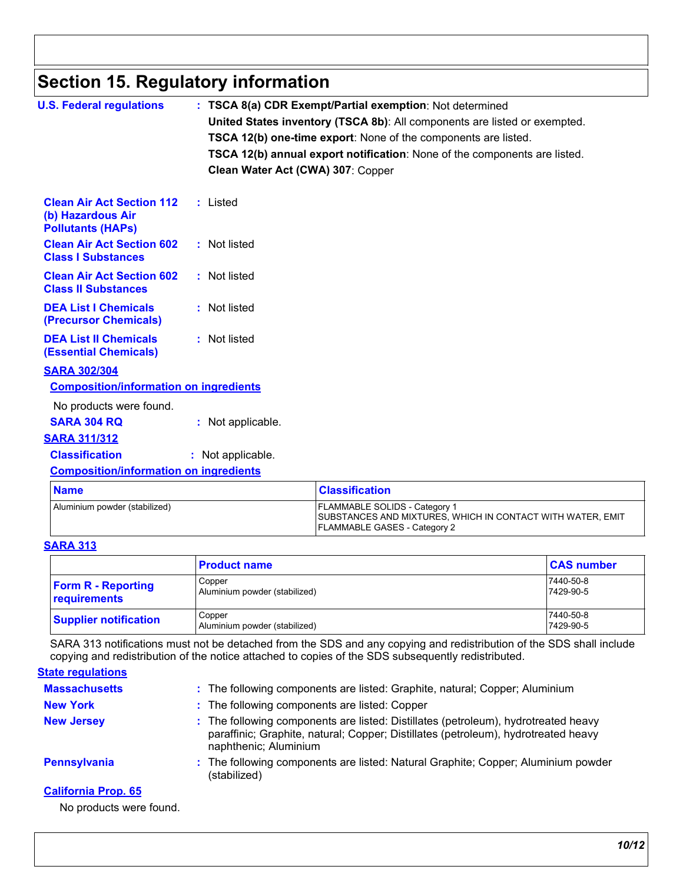## Section 15. Regulatory information

**U.S. Federal regulations** : **TSCA 8(a) CDR Exempt/Partial exemption**: Not determined

**United States inventory (TSCA 8b)**: All components are listed or exempted.

**TSCA 12(b) one-time export**: None of the components are listed.

**TSCA 12(b) annual export notification**: None of the components are listed.

**Clean Water Act (CWA) 307**: Copper

**Clean Air Act Section 112 (b) Hazardous Air Pollutants (HAPs)** : Listed

**Clean Air Act Section 602 Class I Substances** : Not listed

**Clean Air Act Section 602 Class II Substances** : Not listed

**DEA List I Chemicals (Precursor Chemicals)** : Not listed

**DEA List II Chemicals (Essential Chemicals)** : Not listed

**SARA 302/304**

**Composition/information on ingredients**

No products were found.

**SARA 304 RQ** : Not applicable.

**SARA 311/312**

**Classification** : Not applicable.

**Composition/information on ingredients**

| Name | Classification |
|---|---|
| Aluminium powder (stabilized) | FLAMMABLE SOLIDS - Category 1<br>SUBSTANCES AND MIXTURES, WHICH IN CONTACT WITH WATER, EMIT FLAMMABLE GASES - Category 2 |

**SARA 313**

| | Product name | CAS number |
|---|---|---|
| **Form R - Reporting requirements** | Copper<br>Aluminium powder (stabilized) | 7440-50-8<br>7429-90-5 |
| **Supplier notification** | Copper<br>Aluminium powder (stabilized) | 7440-50-8<br>7429-90-5 |

SARA 313 notifications must not be detached from the SDS and any copying and redistribution of the SDS shall include copying and redistribution of the notice attached to copies of the SDS subsequently redistributed.

**State regulations**

**Massachusetts** : The following components are listed: Graphite, natural; Copper; Aluminium

**New York** : The following components are listed: Copper

**New Jersey** : The following components are listed: Distillates (petroleum), hydrotreated heavy paraffinic; Graphite, natural; Copper; Distillates (petroleum), hydrotreated heavy naphthenic; Aluminium

**Pennsylvania** : The following components are listed: Natural Graphite; Copper; Aluminium powder (stabilized)

**California Prop. 65**

No products were found.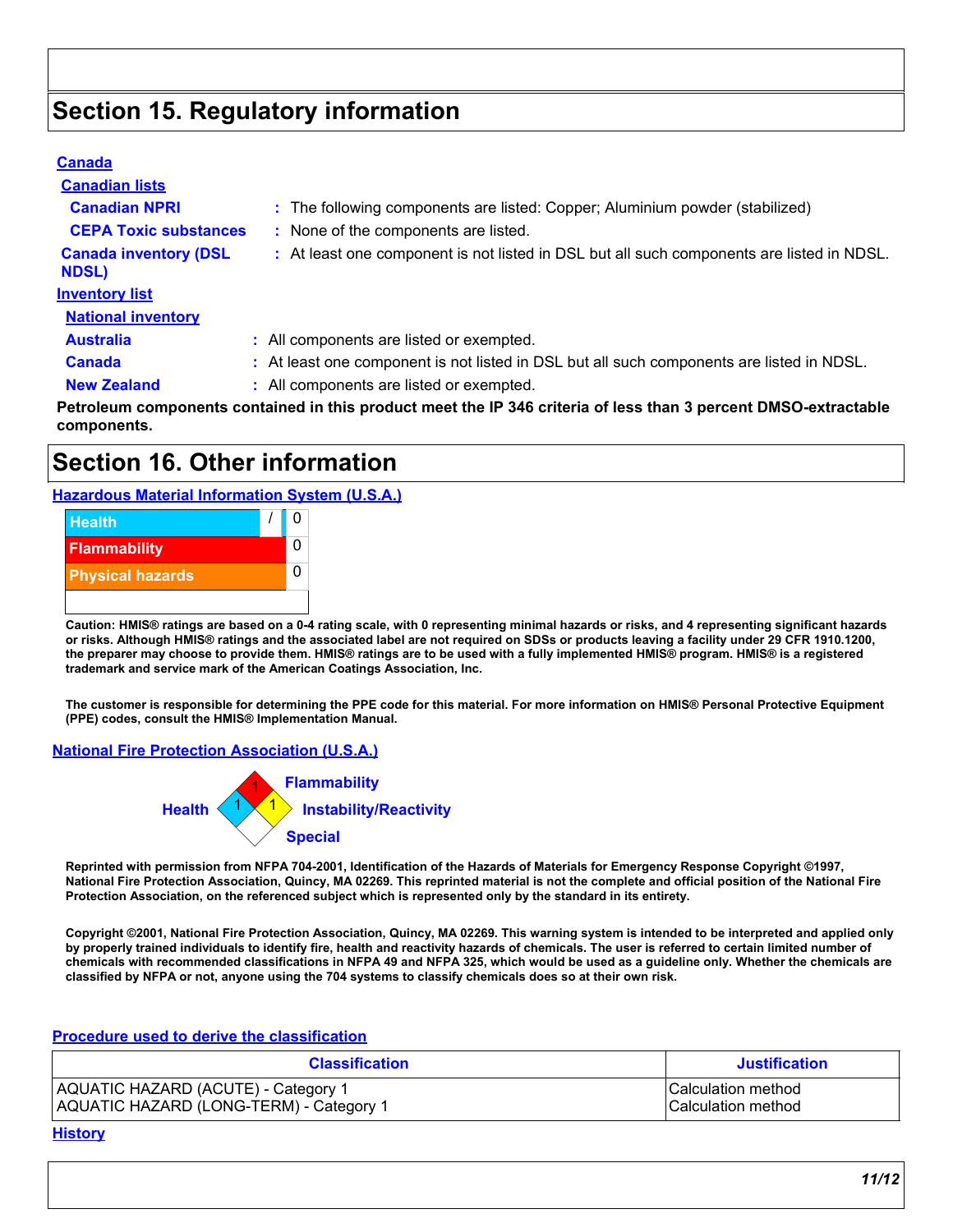## Section 15. Regulatory information

**Canada**

**Canadian lists**

**Canadian NPRI** : The following components are listed: Copper; Aluminium powder (stabilized)

**CEPA Toxic substances** : None of the components are listed.

**Canada inventory (DSL NDSL)** : At least one component is not listed in DSL but all such components are listed in NDSL.

**Inventory list**

**National inventory**

**Australia** : All components are listed or exempted.

**Canada** : At least one component is not listed in DSL but all such components are listed in NDSL.

**New Zealand** : All components are listed or exempted.

**Petroleum components contained in this product meet the IP 346 criteria of less than 3 percent DMSO-extractable components.**

## Section 16. Other information

**Hazardous Material Information System (U.S.A.)**

| | |
|---|---|
| Health | / 0 |
| Flammability | 0 |
| Physical hazards | 0 |

**Caution: HMIS® ratings are based on a 0-4 rating scale, with 0 representing minimal hazards or risks, and 4 representing significant hazards or risks. Although HMIS® ratings and the associated label are not required on SDSs or products leaving a facility under 29 CFR 1910.1200, the preparer may choose to provide them. HMIS® ratings are to be used with a fully implemented HMIS® program. HMIS® is a registered trademark and service mark of the American Coatings Association, Inc.**

**The customer is responsible for determining the PPE code for this material. For more information on HMIS® Personal Protective Equipment (PPE) codes, consult the HMIS® Implementation Manual.**

**National Fire Protection Association (U.S.A.)**

Flammability: 1
Health: 1
Instability/Reactivity: 1
Special:

**Reprinted with permission from NFPA 704-2001, Identification of the Hazards of Materials for Emergency Response Copyright ©1997, National Fire Protection Association, Quincy, MA 02269. This reprinted material is not the complete and official position of the National Fire Protection Association, on the referenced subject which is represented only by the standard in its entirety.**

**Copyright ©2001, National Fire Protection Association, Quincy, MA 02269. This warning system is intended to be interpreted and applied only by properly trained individuals to identify fire, health and reactivity hazards of chemicals. The user is referred to certain limited number of chemicals with recommended classifications in NFPA 49 and NFPA 325, which would be used as a guideline only. Whether the chemicals are classified by NFPA or not, anyone using the 704 systems to classify chemicals does so at their own risk.**

**Procedure used to derive the classification**

| Classification | Justification |
|---|---|
| AQUATIC HAZARD (ACUTE) - Category 1<br>AQUATIC HAZARD (LONG-TERM) - Category 1 | Calculation method<br>Calculation method |

**History**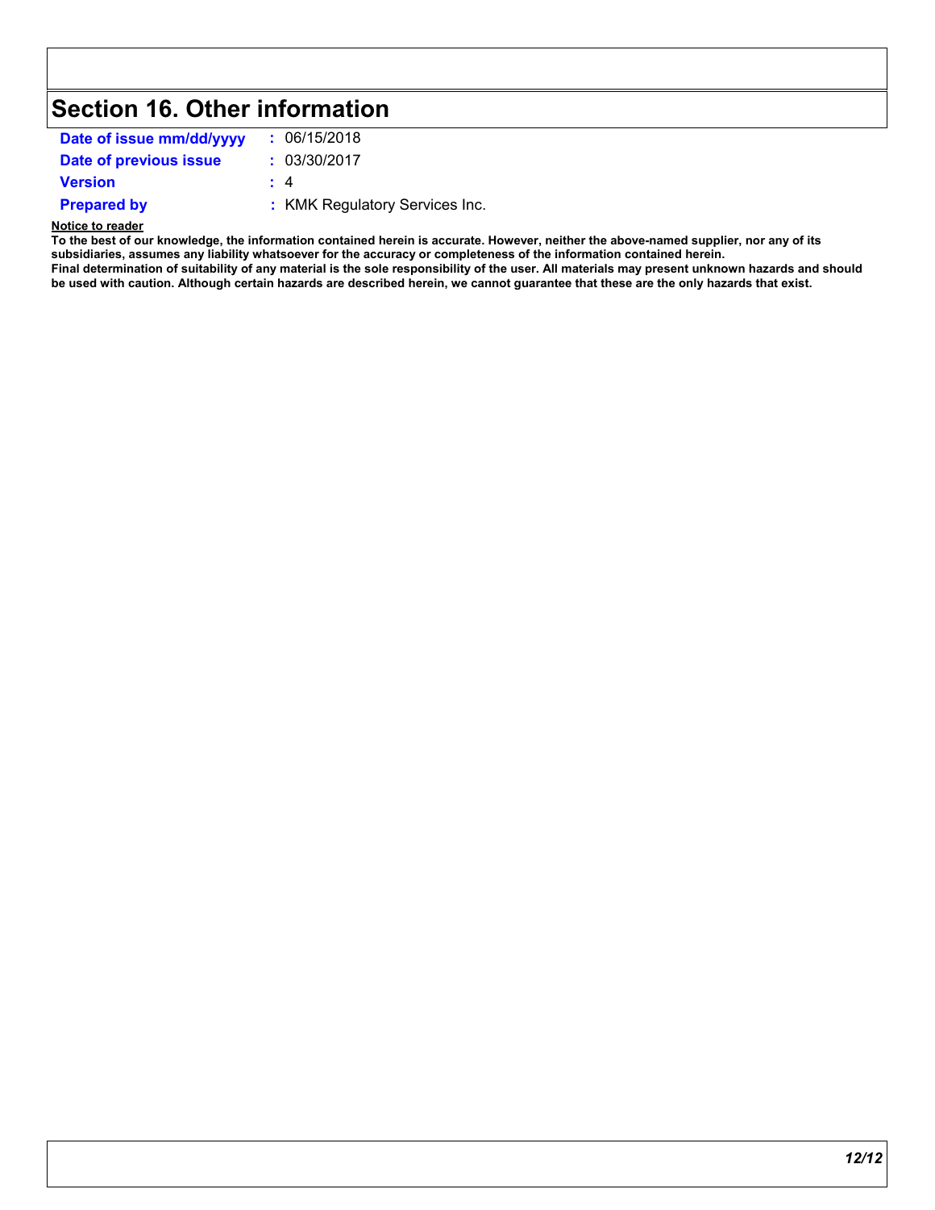# Section 16. Other information

| | |
|---|---|
| **Date of issue mm/dd/yyyy** | : 06/15/2018 |
| **Date of previous issue** | : 03/30/2017 |
| **Version** | : 4 |
| **Prepared by** | : KMK Regulatory Services Inc. |

**Notice to reader**

**To the best of our knowledge, the information contained herein is accurate. However, neither the above-named supplier, nor any of its subsidiaries, assumes any liability whatsoever for the accuracy or completeness of the information contained herein.**
**Final determination of suitability of any material is the sole responsibility of the user. All materials may present unknown hazards and should be used with caution. Although certain hazards are described herein, we cannot guarantee that these are the only hazards that exist.**